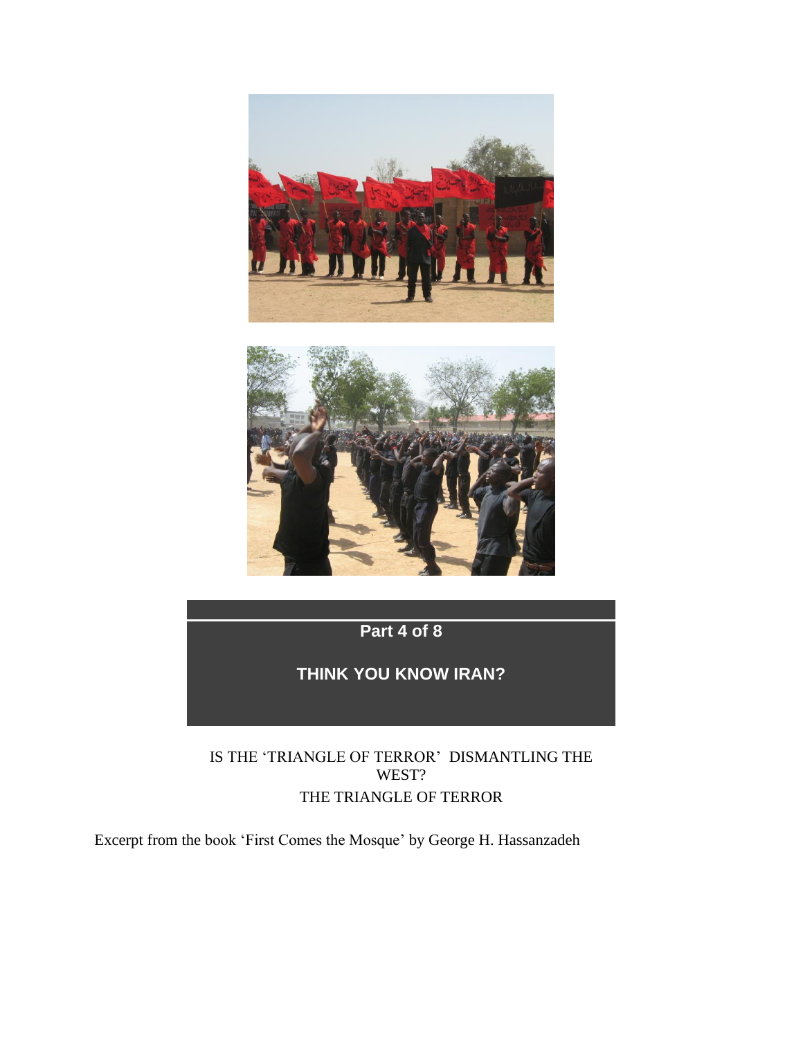**Part 4 of 8**

**THINK YOU KNOW IRAN?**

IS THE 'TRIANGLE OF TERROR' DISMANTLING THE WEST?

THE TRIANGLE OF TERROR

Excerpt from the book 'First Comes the Mosque' by George H. Hassanzadeh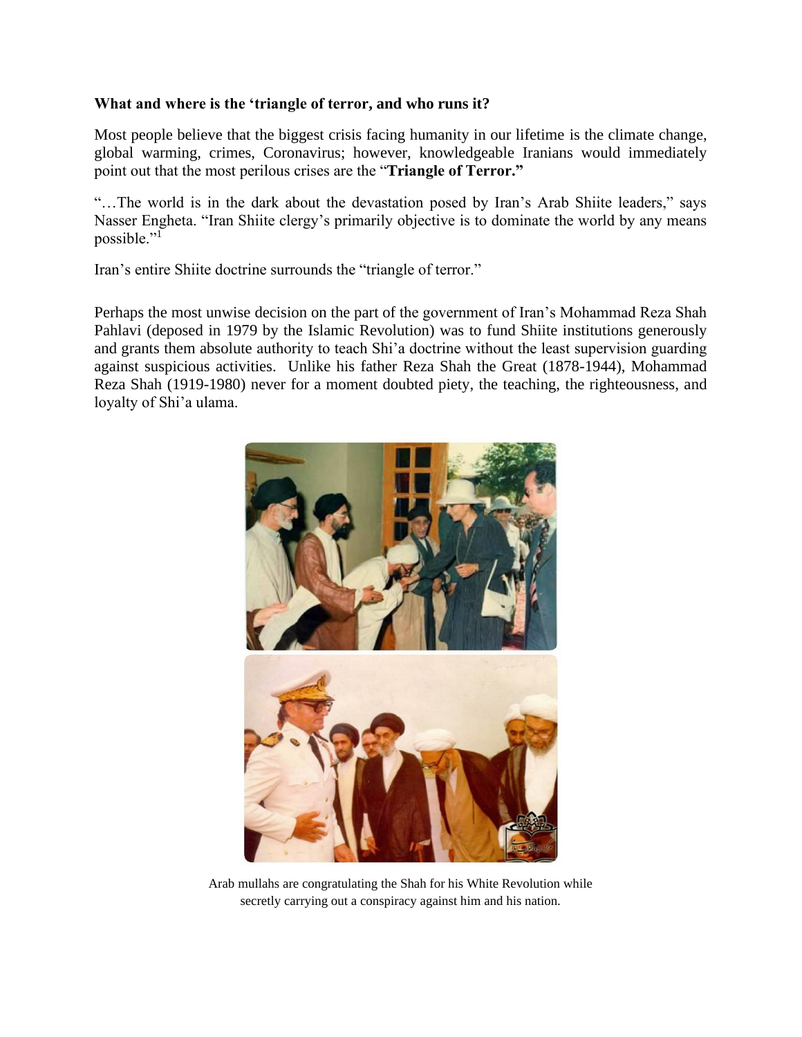**What and where is the 'triangle of terror, and who runs it?**

Most people believe that the biggest crisis facing humanity in our lifetime is the climate change, global warming, crimes, Coronavirus; however, knowledgeable Iranians would immediately point out that the most perilous crises are the "**Triangle of Terror.**"

"…The world is in the dark about the devastation posed by Iran's Arab Shiite leaders," says Nasser Engheta. "Iran Shiite clergy's primarily objective is to dominate the world by any means possible."[1]

Iran's entire Shiite doctrine surrounds the "triangle of terror."

Perhaps the most unwise decision on the part of the government of Iran's Mohammad Reza Shah Pahlavi (deposed in 1979 by the Islamic Revolution) was to fund Shiite institutions generously and grants them absolute authority to teach Shi'a doctrine without the least supervision guarding against suspicious activities. Unlike his father Reza Shah the Great (1878-1944), Mohammad Reza Shah (1919-1980) never for a moment doubted piety, the teaching, the righteousness, and loyalty of Shi'a ulama.

Arab mullahs are congratulating the Shah for his White Revolution while secretly carrying out a conspiracy against him and his nation.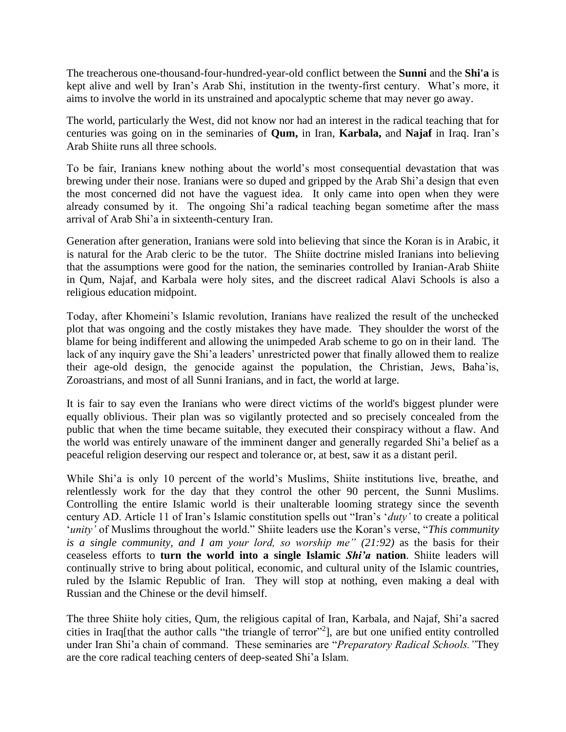The treacherous one-thousand-four-hundred-year-old conflict between the **Sunni** and the **Shi'a** is kept alive and well by Iran's Arab Shi, institution in the twenty-first century. What's more, it aims to involve the world in its unstrained and apocalyptic scheme that may never go away.

The world, particularly the West, did not know nor had an interest in the radical teaching that for centuries was going on in the seminaries of **Qum,** in Iran, **Karbala,** and **Najaf** in Iraq. Iran's Arab Shiite runs all three schools.

To be fair, Iranians knew nothing about the world's most consequential devastation that was brewing under their nose. Iranians were so duped and gripped by the Arab Shi'a design that even the most concerned did not have the vaguest idea. It only came into open when they were already consumed by it. The ongoing Shi'a radical teaching began sometime after the mass arrival of Arab Shi'a in sixteenth-century Iran.

Generation after generation, Iranians were sold into believing that since the Koran is in Arabic, it is natural for the Arab cleric to be the tutor. The Shiite doctrine misled Iranians into believing that the assumptions were good for the nation, the seminaries controlled by Iranian-Arab Shiite in Qum, Najaf, and Karbala were holy sites, and the discreet radical Alavi Schools is also a religious education midpoint.

Today, after Khomeini's Islamic revolution, Iranians have realized the result of the unchecked plot that was ongoing and the costly mistakes they have made. They shoulder the worst of the blame for being indifferent and allowing the unimpeded Arab scheme to go on in their land. The lack of any inquiry gave the Shi'a leaders' unrestricted power that finally allowed them to realize their age-old design, the genocide against the population, the Christian, Jews, Baha'is, Zoroastrians, and most of all Sunni Iranians, and in fact, the world at large.

It is fair to say even the Iranians who were direct victims of the world's biggest plunder were equally oblivious. Their plan was so vigilantly protected and so precisely concealed from the public that when the time became suitable, they executed their conspiracy without a flaw. And the world was entirely unaware of the imminent danger and generally regarded Shi'a belief as a peaceful religion deserving our respect and tolerance or, at best, saw it as a distant peril.

While Shi'a is only 10 percent of the world's Muslims, Shiite institutions live, breathe, and relentlessly work for the day that they control the other 90 percent, the Sunni Muslims. Controlling the entire Islamic world is their unalterable looming strategy since the seventh century AD. Article 11 of Iran's Islamic constitution spells out "Iran's '*duty'* to create a political '*unity'* of Muslims throughout the world." Shiite leaders use the Koran's verse, "*This community is a single community, and I am your lord, so worship me" (21:92)* as the basis for their ceaseless efforts to **turn the world into a single Islamic *Shi'a* nation**. Shiite leaders will continually strive to bring about political, economic, and cultural unity of the Islamic countries, ruled by the Islamic Republic of Iran. They will stop at nothing, even making a deal with Russian and the Chinese or the devil himself.

The three Shiite holy cities, Qum, the religious capital of Iran, Karbala, and Najaf, Shi'a sacred cities in Iraq[that the author calls "the triangle of terror"[2]], are but one unified entity controlled under Iran Shi'a chain of command. These seminaries are "*Preparatory Radical Schools."*They are the core radical teaching centers of deep-seated Shi'a Islam.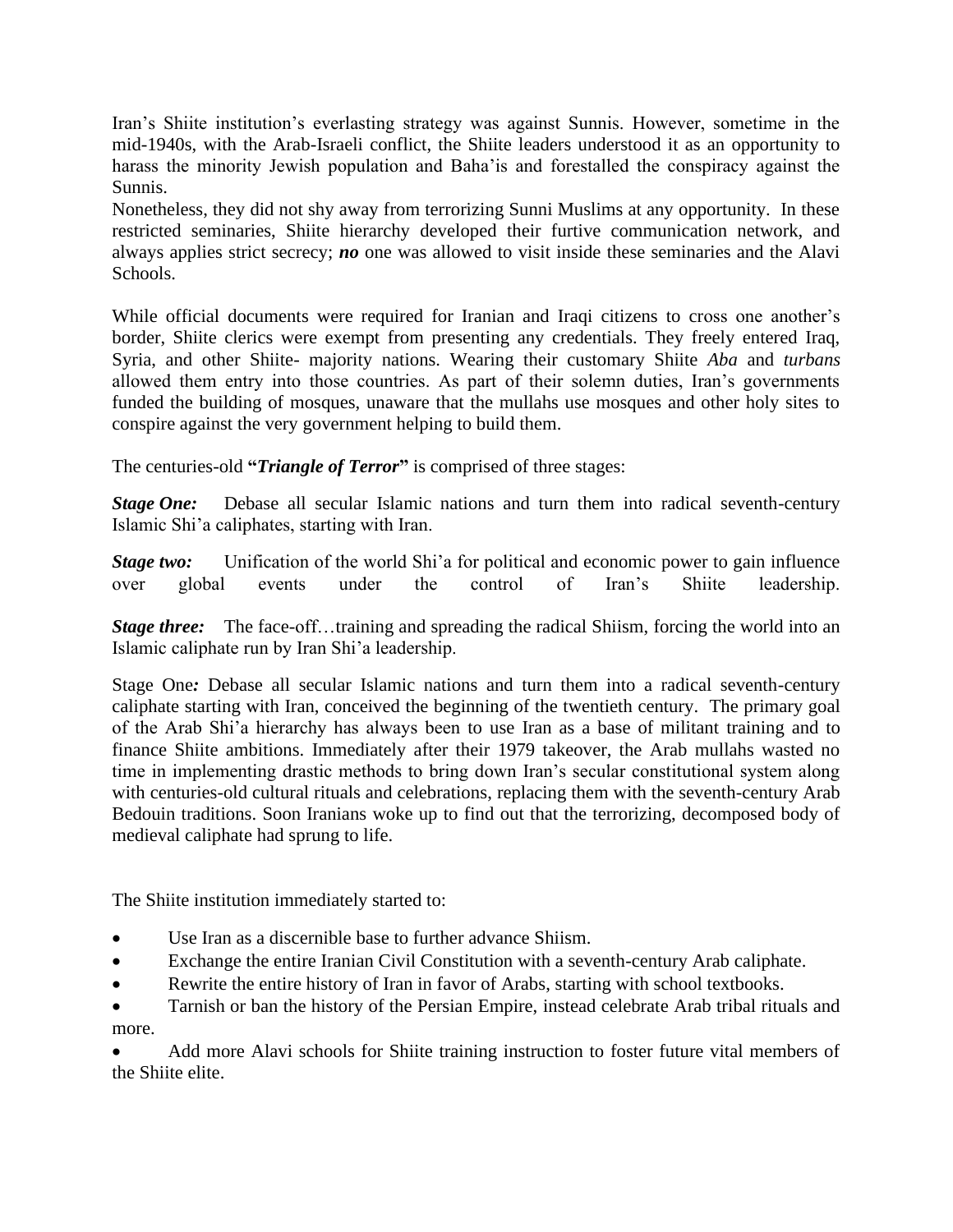Iran's Shiite institution's everlasting strategy was against Sunnis. However, sometime in the mid-1940s, with the Arab-Israeli conflict, the Shiite leaders understood it as an opportunity to harass the minority Jewish population and Baha'is and forestalled the conspiracy against the Sunnis.
Nonetheless, they did not shy away from terrorizing Sunni Muslims at any opportunity. In these restricted seminaries, Shiite hierarchy developed their furtive communication network, and always applies strict secrecy; ***no*** one was allowed to visit inside these seminaries and the Alavi Schools.

While official documents were required for Iranian and Iraqi citizens to cross one another's border, Shiite clerics were exempt from presenting any credentials. They freely entered Iraq, Syria, and other Shiite- majority nations. Wearing their customary Shiite *Aba* and *turbans* allowed them entry into those countries. As part of their solemn duties, Iran's governments funded the building of mosques, unaware that the mullahs use mosques and other holy sites to conspire against the very government helping to build them.

The centuries-old **"*Triangle of Terror*"** is comprised of three stages:

***Stage One:*** Debase all secular Islamic nations and turn them into radical seventh-century Islamic Shi'a caliphates, starting with Iran.

***Stage two:*** Unification of the world Shi'a for political and economic power to gain influence over global events under the control of Iran's Shiite leadership.

***Stage three:*** The face-off…training and spreading the radical Shiism, forcing the world into an Islamic caliphate run by Iran Shi'a leadership.

Stage One***:*** Debase all secular Islamic nations and turn them into a radical seventh-century caliphate starting with Iran, conceived the beginning of the twentieth century. The primary goal of the Arab Shi'a hierarchy has always been to use Iran as a base of militant training and to finance Shiite ambitions. Immediately after their 1979 takeover, the Arab mullahs wasted no time in implementing drastic methods to bring down Iran's secular constitutional system along with centuries-old cultural rituals and celebrations, replacing them with the seventh-century Arab Bedouin traditions. Soon Iranians woke up to find out that the terrorizing, decomposed body of medieval caliphate had sprung to life.

The Shiite institution immediately started to:

- Use Iran as a discernible base to further advance Shiism.
- Exchange the entire Iranian Civil Constitution with a seventh-century Arab caliphate.
- Rewrite the entire history of Iran in favor of Arabs, starting with school textbooks.
- Tarnish or ban the history of the Persian Empire, instead celebrate Arab tribal rituals and more.
- Add more Alavi schools for Shiite training instruction to foster future vital members of the Shiite elite.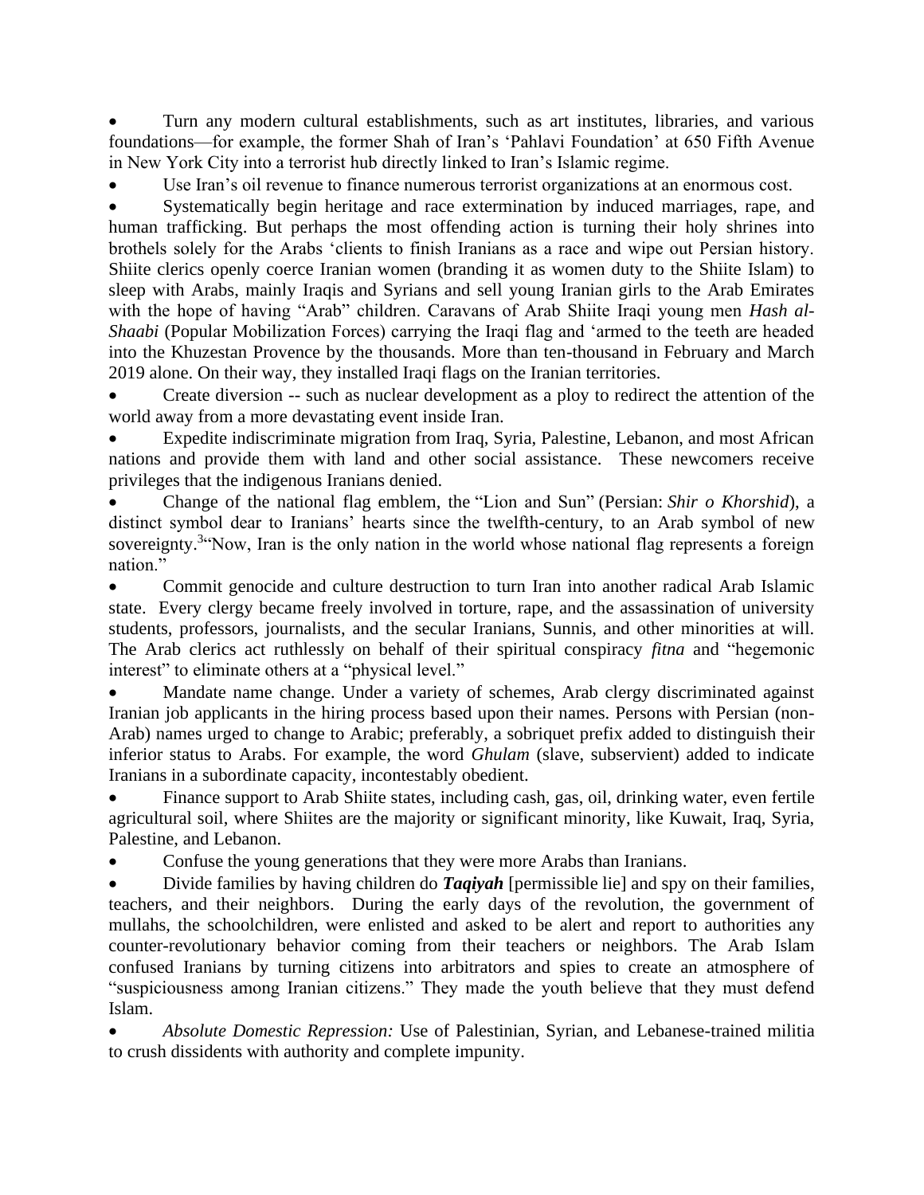- Turn any modern cultural establishments, such as art institutes, libraries, and various foundations—for example, the former Shah of Iran's 'Pahlavi Foundation' at 650 Fifth Avenue in New York City into a terrorist hub directly linked to Iran's Islamic regime.
- Use Iran's oil revenue to finance numerous terrorist organizations at an enormous cost.
- Systematically begin heritage and race extermination by induced marriages, rape, and human trafficking. But perhaps the most offending action is turning their holy shrines into brothels solely for the Arabs 'clients to finish Iranians as a race and wipe out Persian history. Shiite clerics openly coerce Iranian women (branding it as women duty to the Shiite Islam) to sleep with Arabs, mainly Iraqis and Syrians and sell young Iranian girls to the Arab Emirates with the hope of having "Arab" children. Caravans of Arab Shiite Iraqi young men *Hash al-Shaabi* (Popular Mobilization Forces) carrying the Iraqi flag and 'armed to the teeth are headed into the Khuzestan Provence by the thousands. More than ten-thousand in February and March 2019 alone. On their way, they installed Iraqi flags on the Iranian territories.
- Create diversion -- such as nuclear development as a ploy to redirect the attention of the world away from a more devastating event inside Iran.
- Expedite indiscriminate migration from Iraq, Syria, Palestine, Lebanon, and most African nations and provide them with land and other social assistance. These newcomers receive privileges that the indigenous Iranians denied.
- Change of the national flag emblem, the "Lion and Sun" (Persian: *Shir o Khorshid*), a distinct symbol dear to Iranians' hearts since the twelfth-century, to an Arab symbol of new sovereignty.[3] "Now, Iran is the only nation in the world whose national flag represents a foreign nation."
- Commit genocide and culture destruction to turn Iran into another radical Arab Islamic state. Every clergy became freely involved in torture, rape, and the assassination of university students, professors, journalists, and the secular Iranians, Sunnis, and other minorities at will. The Arab clerics act ruthlessly on behalf of their spiritual conspiracy *fitna* and "hegemonic interest" to eliminate others at a "physical level."
- Mandate name change. Under a variety of schemes, Arab clergy discriminated against Iranian job applicants in the hiring process based upon their names. Persons with Persian (non-Arab) names urged to change to Arabic; preferably, a sobriquet prefix added to distinguish their inferior status to Arabs. For example, the word *Ghulam* (slave, subservient) added to indicate Iranians in a subordinate capacity, incontestably obedient.
- Finance support to Arab Shiite states, including cash, gas, oil, drinking water, even fertile agricultural soil, where Shiites are the majority or significant minority, like Kuwait, Iraq, Syria, Palestine, and Lebanon.
- Confuse the young generations that they were more Arabs than Iranians.
- Divide families by having children do ***Taqiyah*** [permissible lie] and spy on their families, teachers, and their neighbors. During the early days of the revolution, the government of mullahs, the schoolchildren, were enlisted and asked to be alert and report to authorities any counter-revolutionary behavior coming from their teachers or neighbors. The Arab Islam confused Iranians by turning citizens into arbitrators and spies to create an atmosphere of "suspiciousness among Iranian citizens." They made the youth believe that they must defend Islam.
- *Absolute Domestic Repression:* Use of Palestinian, Syrian, and Lebanese-trained militia to crush dissidents with authority and complete impunity.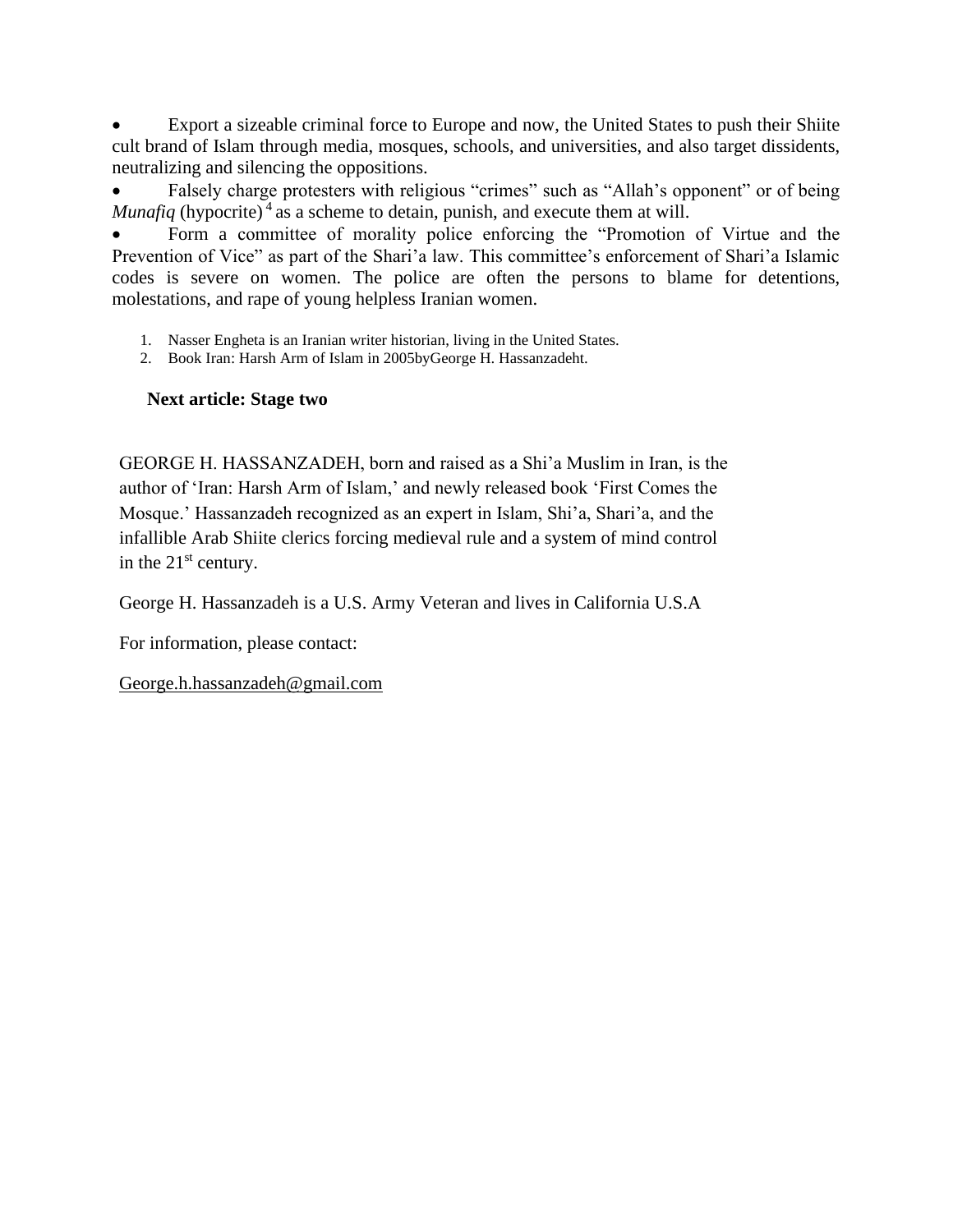- Export a sizeable criminal force to Europe and now, the United States to push their Shiite cult brand of Islam through media, mosques, schools, and universities, and also target dissidents, neutralizing and silencing the oppositions.
- Falsely charge protesters with religious "crimes" such as "Allah's opponent" or of being *Munafiq* (hypocrite) [4] as a scheme to detain, punish, and execute them at will.
- Form a committee of morality police enforcing the "Promotion of Virtue and the Prevention of Vice" as part of the Shari'a law. This committee's enforcement of Shari'a Islamic codes is severe on women. The police are often the persons to blame for detentions, molestations, and rape of young helpless Iranian women.

1. Nasser Engheta is an Iranian writer historian, living in the United States.
2. Book Iran: Harsh Arm of Islam in 2005byGeorge H. Hassanzadeht.

**Next article: Stage two**

GEORGE H. HASSANZADEH, born and raised as a Shi'a Muslim in Iran, is the author of 'Iran: Harsh Arm of Islam,' and newly released book 'First Comes the Mosque.' Hassanzadeh recognized as an expert in Islam, Shi'a, Shari'a, and the infallible Arab Shiite clerics forcing medieval rule and a system of mind control in the 21st century.

George H. Hassanzadeh is a U.S. Army Veteran and lives in California U.S.A

For information, please contact:

George.h.hassanzadeh@gmail.com